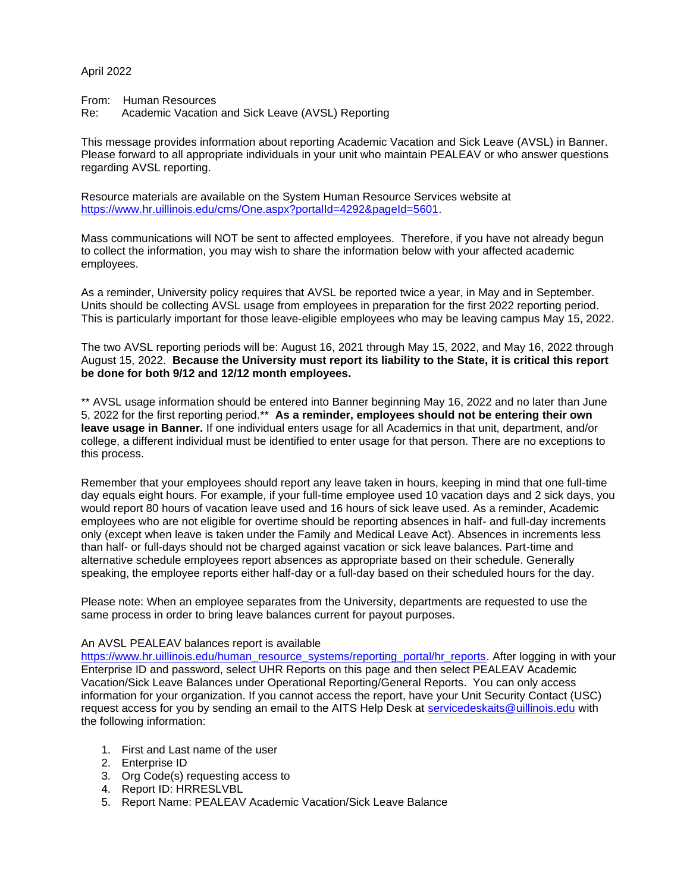April 2022

From: Human Resources
Re: Academic Vacation and Sick Leave (AVSL) Reporting

This message provides information about reporting Academic Vacation and Sick Leave (AVSL) in Banner. Please forward to all appropriate individuals in your unit who maintain PEALEAV or who answer questions regarding AVSL reporting.

Resource materials are available on the System Human Resource Services website at [https://www.hr.uillinois.edu/cms/One.aspx?portalId=4292&pageId=5601](https://www.hr.uillinois.edu/cms/One.aspx?portalId=4292&pageId=5601).

Mass communications will NOT be sent to affected employees. Therefore, if you have not already begun to collect the information, you may wish to share the information below with your affected academic employees.

As a reminder, University policy requires that AVSL be reported twice a year, in May and in September. Units should be collecting AVSL usage from employees in preparation for the first 2022 reporting period. This is particularly important for those leave-eligible employees who may be leaving campus May 15, 2022.

The two AVSL reporting periods will be: August 16, 2021 through May 15, 2022, and May 16, 2022 through August 15, 2022. **Because the University must report its liability to the State, it is critical this report be done for both 9/12 and 12/12 month employees.**

** AVSL usage information should be entered into Banner beginning May 16, 2022 and no later than June 5, 2022 for the first reporting period.** **As a reminder, employees should not be entering their own leave usage in Banner.** If one individual enters usage for all Academics in that unit, department, and/or college, a different individual must be identified to enter usage for that person. There are no exceptions to this process.

Remember that your employees should report any leave taken in hours, keeping in mind that one full-time day equals eight hours. For example, if your full-time employee used 10 vacation days and 2 sick days, you would report 80 hours of vacation leave used and 16 hours of sick leave used. As a reminder, Academic employees who are not eligible for overtime should be reporting absences in half- and full-day increments only (except when leave is taken under the Family and Medical Leave Act). Absences in increments less than half- or full-days should not be charged against vacation or sick leave balances. Part-time and alternative schedule employees report absences as appropriate based on their schedule. Generally speaking, the employee reports either half-day or a full-day based on their scheduled hours for the day.

Please note: When an employee separates from the University, departments are requested to use the same process in order to bring leave balances current for payout purposes.

An AVSL PEALEAV balances report is available [https://www.hr.uillinois.edu/human_resource_systems/reporting_portal/hr_reports](https://www.hr.uillinois.edu/human_resource_systems/reporting_portal/hr_reports). After logging in with your Enterprise ID and password, select UHR Reports on this page and then select PEALEAV Academic Vacation/Sick Leave Balances under Operational Reporting/General Reports. You can only access information for your organization. If you cannot access the report, have your Unit Security Contact (USC) request access for you by sending an email to the AITS Help Desk at [servicedeskaits@uillinois.edu](mailto:servicedeskaits@uillinois.edu) with the following information:

1. First and Last name of the user
2. Enterprise ID
3. Org Code(s) requesting access to
4. Report ID: HRRESLVBL
5. Report Name: PEALEAV Academic Vacation/Sick Leave Balance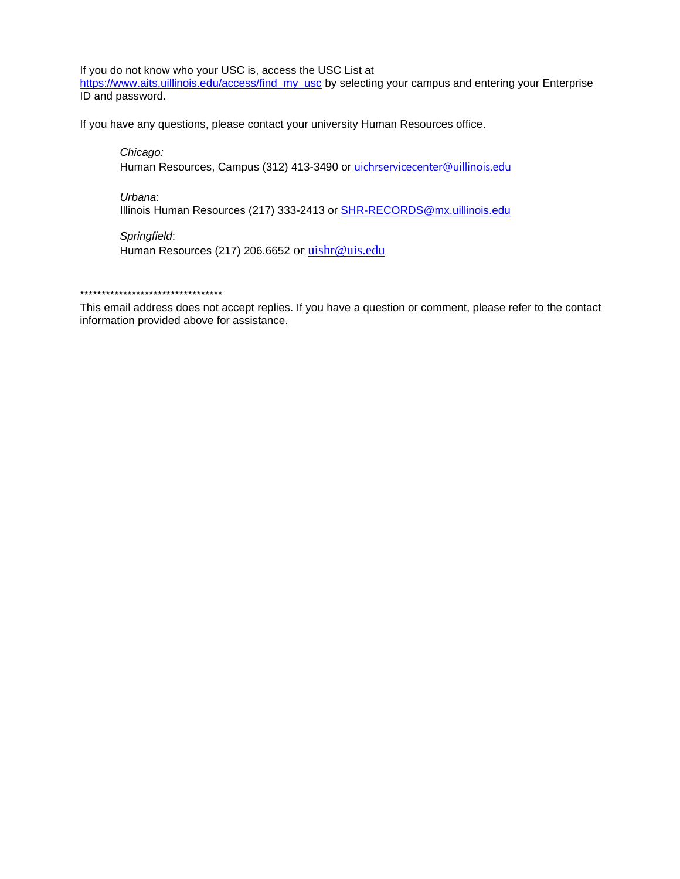If you do not know who your USC is, access the USC List at https://www.aits.uillinois.edu/access/find_my_usc by selecting your campus and entering your Enterprise ID and password.

If you have any questions, please contact your university Human Resources office.

> *Chicago:*
> Human Resources, Campus (312) 413-3490 or uichrservicecenter@uillinois.edu
>
> *Urbana*:
> Illinois Human Resources (217) 333-2413 or SHR-RECORDS@mx.uillinois.edu
>
> *Springfield*:
> Human Resources (217) 206.6652 or uishr@uis.edu

*********************************

This email address does not accept replies. If you have a question or comment, please refer to the contact information provided above for assistance.